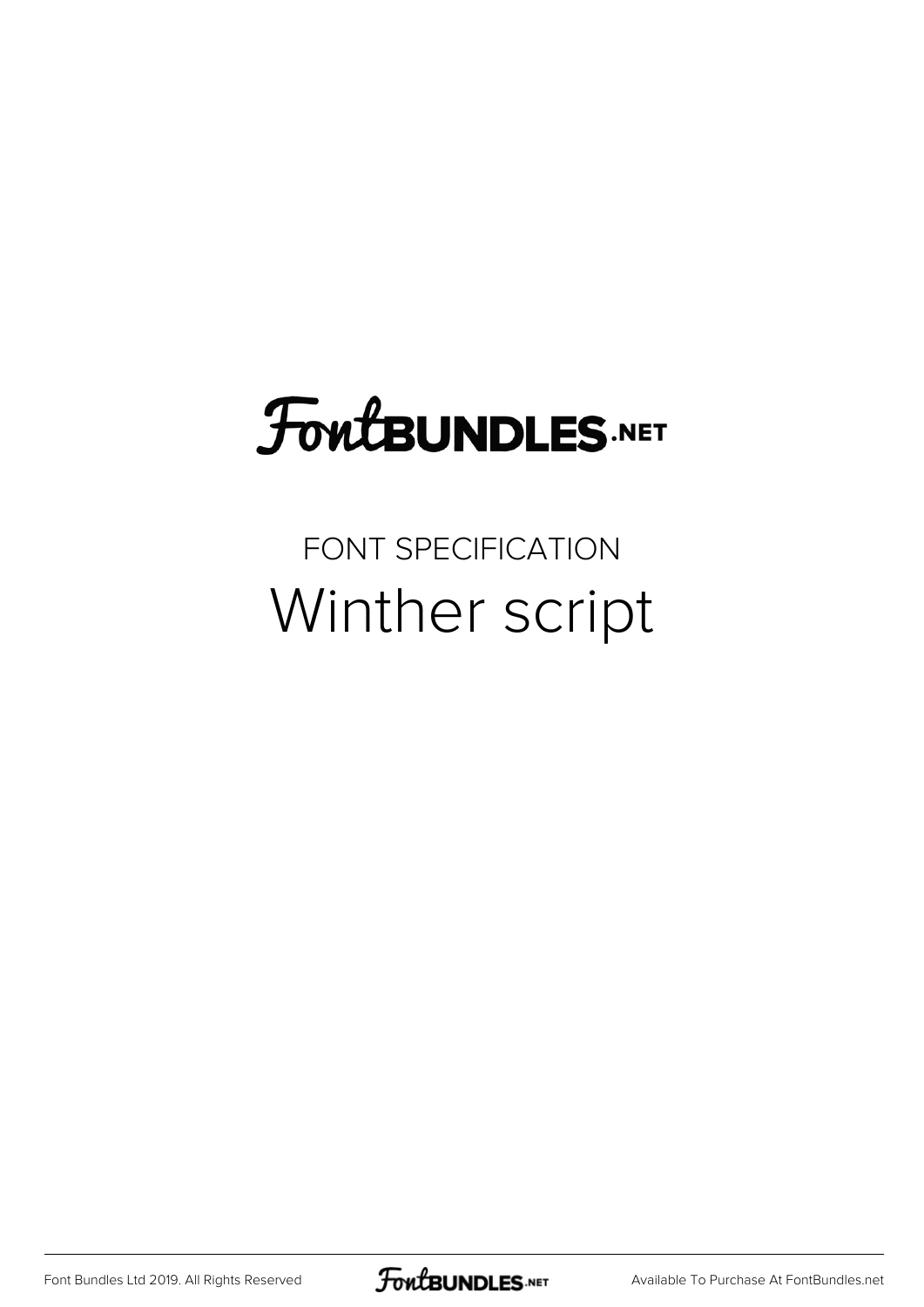# FontBUNDLES.NET

FONT SPECIFICATION

## Winther script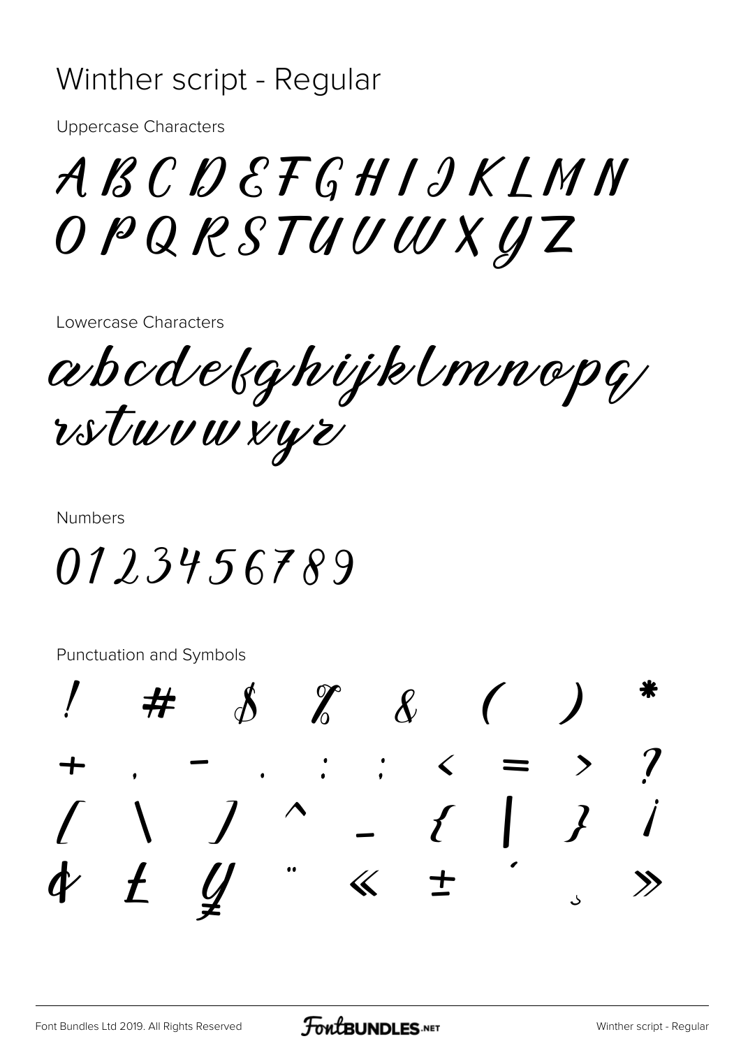# Winther script - Regular

Uppercase Characters

A B C D E F G H I J K L M N
O P Q R S T U V W X Y Z

Lowercase Characters

abcdefghijklmnopq
rstuvwxyz

Numbers

0 1 2 3 4 5 6 7 8 9

Punctuation and Symbols

! # $ % & ( ) *
+ , - . : ; < = > ?
[ \ ] ^ _ { | } ¡
¢ £ ¥ ¨ « ± ´ ¸ »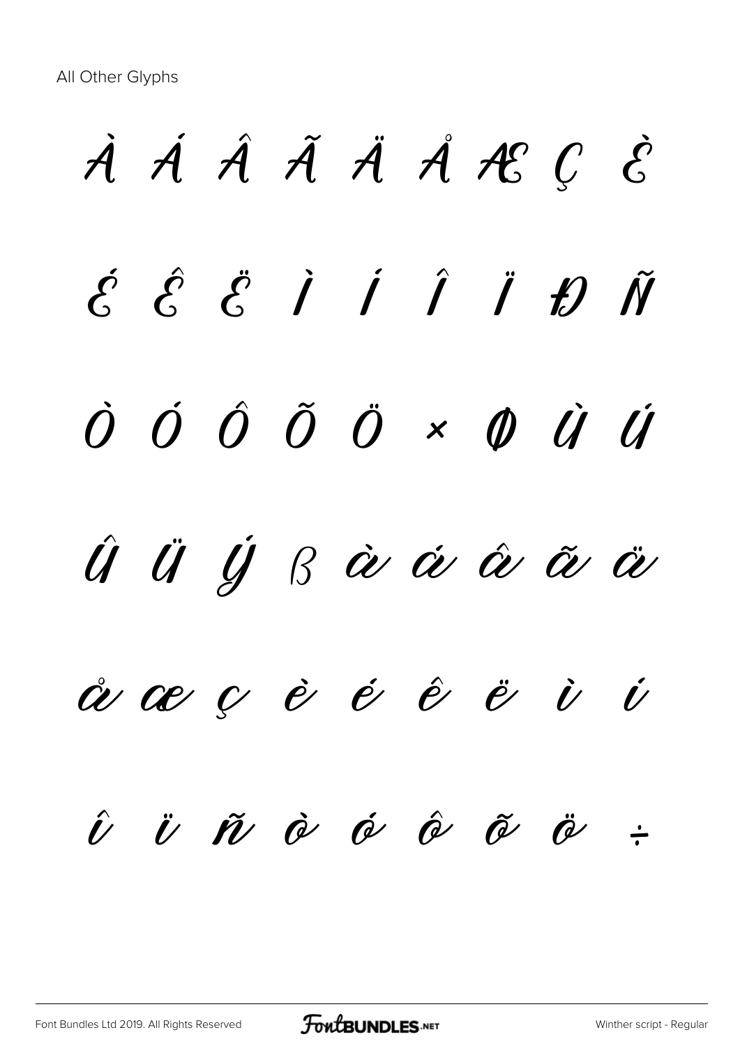All Other Glyphs

À Á Â Ã Ä Å Æ Ç È

É Ê Ë Ì Í Î Ï Đ Ñ

Ò Ó Ô Õ Ö × Ø Ù Ú

Û Ü Ý ß à á â ã ä

å æ ç è é ê ë ì í

î ï ñ ò ó ô õ ö ÷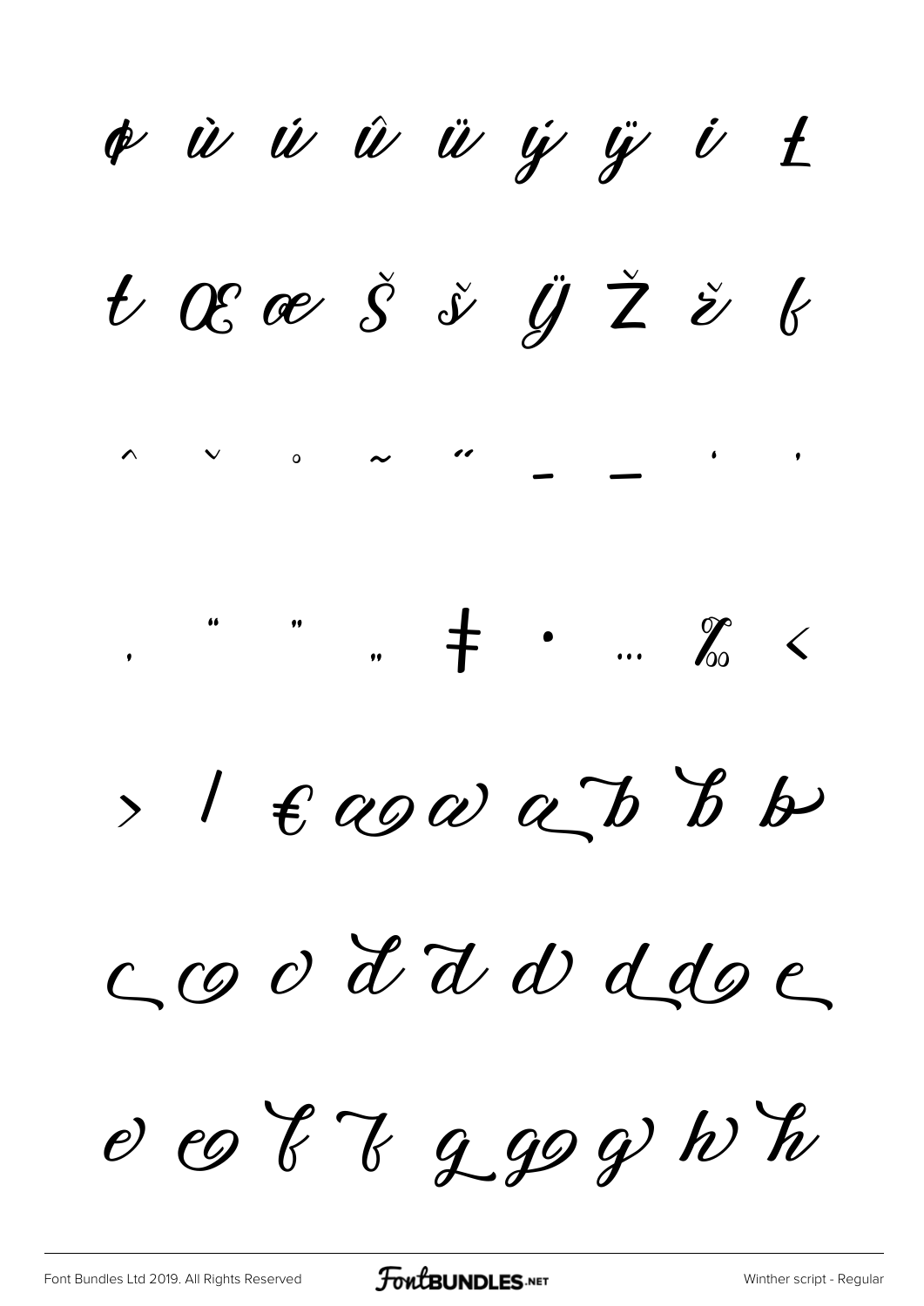þ ù ú û ü ý ÿ ı Ł

ł Œ œ Š š Ÿ Ž ž ƒ

ˆ ˇ ˚ ˜ ˝ – — ' '

‚ " " „ ‡ • … ‰ ‹

› ⁄ € a a a a b b b

c c c d d d d d e

e e f f g g g h h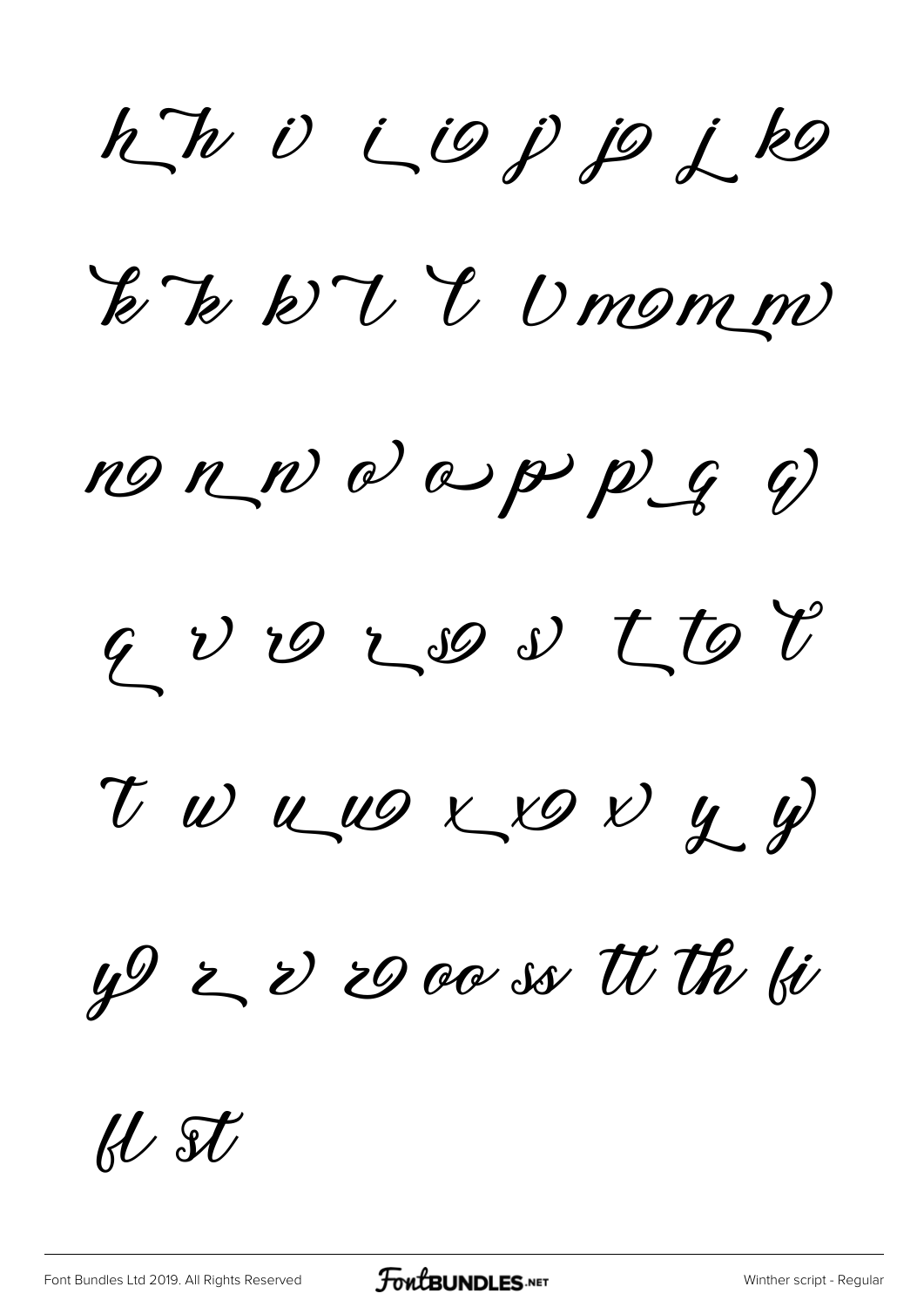h h i i io j jo j ko

k k k l l l m mo m m

no n n o o p p q q

q r ro r so s t to t

t u u uo x xo x y y

yo z z zo oo ss tt th fi

fl st